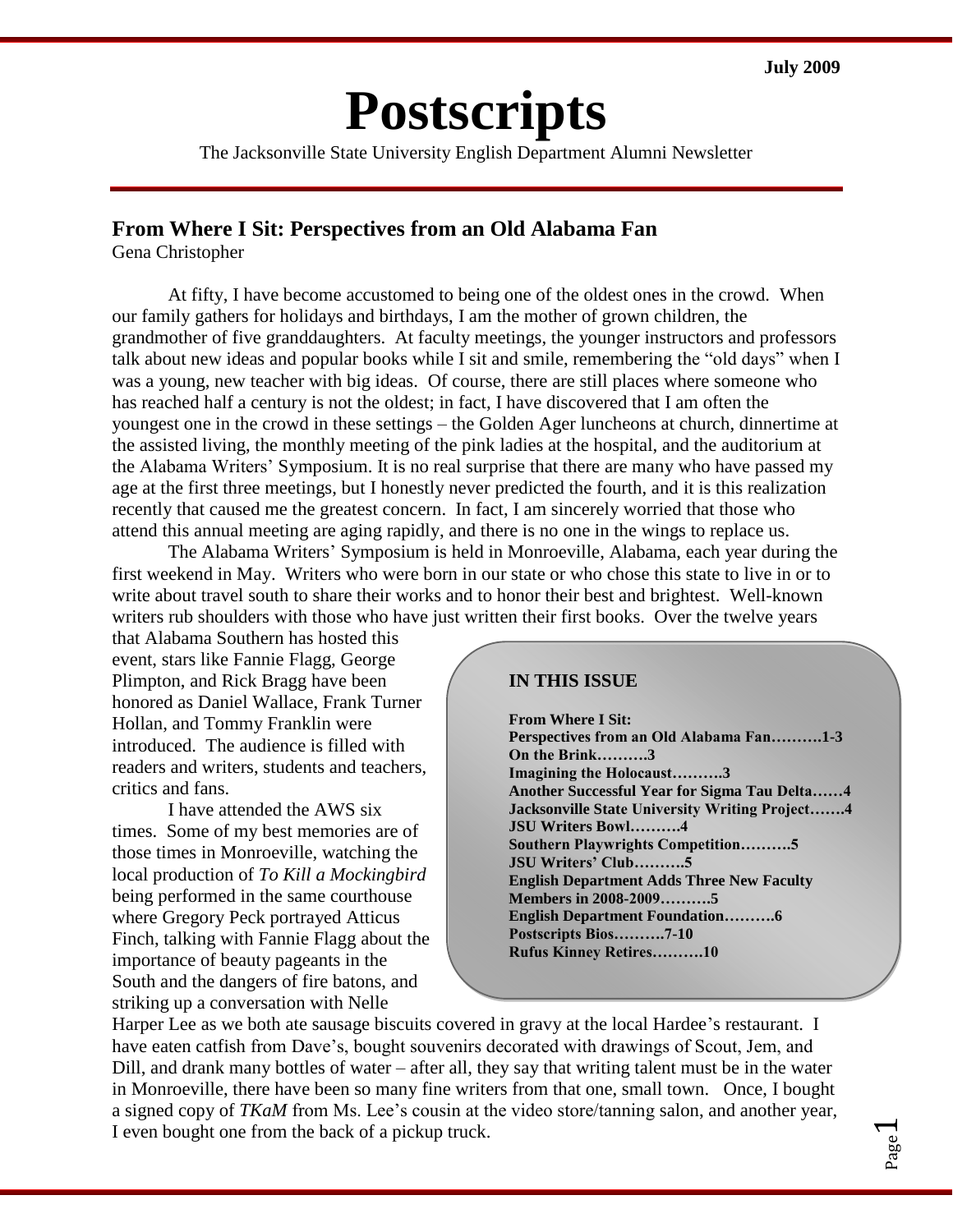July 2009

# Postscripts

The Jacksonville State University English Department Alumni Newsletter

## From Where I Sit: Perspectives from an Old Alabama Fan

Gena Christopher

At fifty, I have become accustomed to being one of the oldest ones in the crowd. When our family gathers for holidays and birthdays, I am the mother of grown children, the grandmother of five granddaughters. At faculty meetings, the younger instructors and professors talk about new ideas and popular books while I sit and smile, remembering the "old days" when I was a young, new teacher with big ideas. Of course, there are still places where someone who has reached half a century is not the oldest; in fact, I have discovered that I am often the youngest one in the crowd in these settings – the Golden Ager luncheons at church, dinnertime at the assisted living, the monthly meeting of the pink ladies at the hospital, and the auditorium at the Alabama Writers' Symposium. It is no real surprise that there are many who have passed my age at the first three meetings, but I honestly never predicted the fourth, and it is this realization recently that caused me the greatest concern. In fact, I am sincerely worried that those who attend this annual meeting are aging rapidly, and there is no one in the wings to replace us.

The Alabama Writers' Symposium is held in Monroeville, Alabama, each year during the first weekend in May. Writers who were born in our state or who chose this state to live in or to write about travel south to share their works and to honor their best and brightest. Well-known writers rub shoulders with those who have just written their first books. Over the twelve years that Alabama Southern has hosted this event, stars like Fannie Flagg, George Plimpton, and Rick Bragg have been honored as Daniel Wallace, Frank Turner Hollan, and Tommy Franklin were introduced. The audience is filled with readers and writers, students and teachers, critics and fans.

I have attended the AWS six times. Some of my best memories are of those times in Monroeville, watching the local production of *To Kill a Mockingbird* being performed in the same courthouse where Gregory Peck portrayed Atticus Finch, talking with Fannie Flagg about the importance of beauty pageants in the South and the dangers of fire batons, and striking up a conversation with Nelle Harper Lee as we both ate sausage biscuits covered in gravy at the local Hardee's restaurant. I have eaten catfish from Dave's, bought souvenirs decorated with drawings of Scout, Jem, and Dill, and drank many bottles of water – after all, they say that writing talent must be in the water in Monroeville, there have been so many fine writers from that one, small town. Once, I bought a signed copy of *TKaM* from Ms. Lee's cousin at the video store/tanning salon, and another year, I even bought one from the back of a pickup truck.

**IN THIS ISSUE**

**From Where I Sit:**
**Perspectives from an Old Alabama Fan……….1-3**
**On the Brink……….3**
**Imagining the Holocaust……….3**
**Another Successful Year for Sigma Tau Delta……4**
**Jacksonville State University Writing Project…….4**
**JSU Writers Bowl……….4**
**Southern Playwrights Competition……….5**
**JSU Writers' Club……….5**
**English Department Adds Three New Faculty Members in 2008-2009……….5**
**English Department Foundation……….6**
**Postscripts Bios……….7-10**
**Rufus Kinney Retires……….10**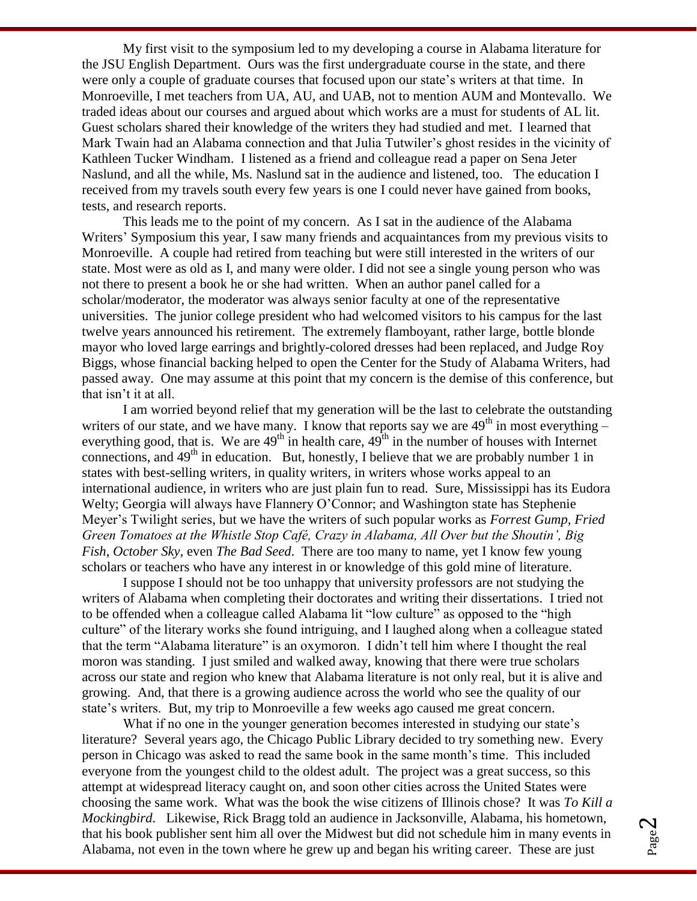My first visit to the symposium led to my developing a course in Alabama literature for the JSU English Department. Ours was the first undergraduate course in the state, and there were only a couple of graduate courses that focused upon our state's writers at that time. In Monroeville, I met teachers from UA, AU, and UAB, not to mention AUM and Montevallo. We traded ideas about our courses and argued about which works are a must for students of AL lit. Guest scholars shared their knowledge of the writers they had studied and met. I learned that Mark Twain had an Alabama connection and that Julia Tutwiler's ghost resides in the vicinity of Kathleen Tucker Windham. I listened as a friend and colleague read a paper on Sena Jeter Naslund, and all the while, Ms. Naslund sat in the audience and listened, too. The education I received from my travels south every few years is one I could never have gained from books, tests, and research reports.

This leads me to the point of my concern. As I sat in the audience of the Alabama Writers' Symposium this year, I saw many friends and acquaintances from my previous visits to Monroeville. A couple had retired from teaching but were still interested in the writers of our state. Most were as old as I, and many were older. I did not see a single young person who was not there to present a book he or she had written. When an author panel called for a scholar/moderator, the moderator was always senior faculty at one of the representative universities. The junior college president who had welcomed visitors to his campus for the last twelve years announced his retirement. The extremely flamboyant, rather large, bottle blonde mayor who loved large earrings and brightly-colored dresses had been replaced, and Judge Roy Biggs, whose financial backing helped to open the Center for the Study of Alabama Writers, had passed away. One may assume at this point that my concern is the demise of this conference, but that isn't it at all.

I am worried beyond relief that my generation will be the last to celebrate the outstanding writers of our state, and we have many. I know that reports say we are 49th in most everything – everything good, that is. We are 49th in health care, 49th in the number of houses with Internet connections, and 49th in education. But, honestly, I believe that we are probably number 1 in states with best-selling writers, in quality writers, in writers whose works appeal to an international audience, in writers who are just plain fun to read. Sure, Mississippi has its Eudora Welty; Georgia will always have Flannery O'Connor; and Washington state has Stephenie Meyer's Twilight series, but we have the writers of such popular works as *Forrest Gump, Fried Green Tomatoes at the Whistle Stop Café, Crazy in Alabama, All Over but the Shoutin', Big Fish*, *October Sky,* even *The Bad Seed*. There are too many to name, yet I know few young scholars or teachers who have any interest in or knowledge of this gold mine of literature.

I suppose I should not be too unhappy that university professors are not studying the writers of Alabama when completing their doctorates and writing their dissertations. I tried not to be offended when a colleague called Alabama lit "low culture" as opposed to the "high culture" of the literary works she found intriguing, and I laughed along when a colleague stated that the term "Alabama literature" is an oxymoron. I didn't tell him where I thought the real moron was standing. I just smiled and walked away, knowing that there were true scholars across our state and region who knew that Alabama literature is not only real, but it is alive and growing. And, that there is a growing audience across the world who see the quality of our state's writers. But, my trip to Monroeville a few weeks ago caused me great concern.

What if no one in the younger generation becomes interested in studying our state's literature? Several years ago, the Chicago Public Library decided to try something new. Every person in Chicago was asked to read the same book in the same month's time. This included everyone from the youngest child to the oldest adult. The project was a great success, so this attempt at widespread literacy caught on, and soon other cities across the United States were choosing the same work. What was the book the wise citizens of Illinois chose? It was *To Kill a Mockingbird*. Likewise, Rick Bragg told an audience in Jacksonville, Alabama, his hometown, that his book publisher sent him all over the Midwest but did not schedule him in many events in Alabama, not even in the town where he grew up and began his writing career. These are just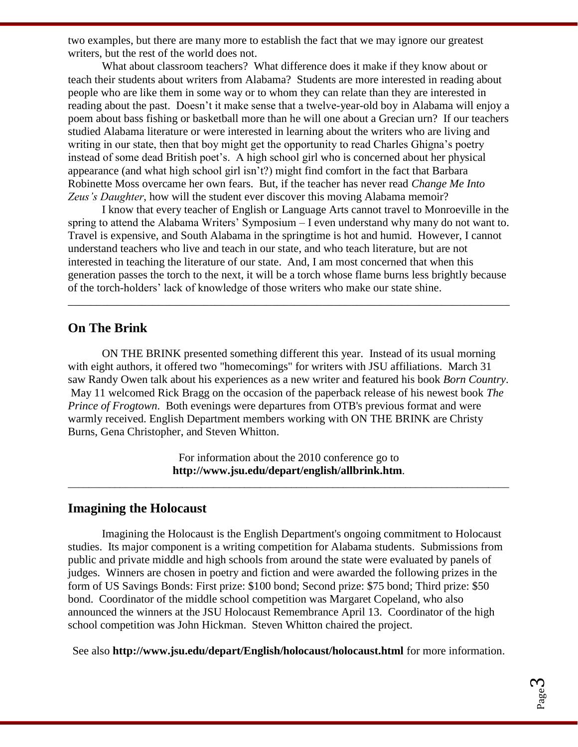two examples, but there are many more to establish the fact that we may ignore our greatest writers, but the rest of the world does not.

What about classroom teachers? What difference does it make if they know about or teach their students about writers from Alabama? Students are more interested in reading about people who are like them in some way or to whom they can relate than they are interested in reading about the past. Doesn't it make sense that a twelve-year-old boy in Alabama will enjoy a poem about bass fishing or basketball more than he will one about a Grecian urn? If our teachers studied Alabama literature or were interested in learning about the writers who are living and writing in our state, then that boy might get the opportunity to read Charles Ghigna's poetry instead of some dead British poet's. A high school girl who is concerned about her physical appearance (and what high school girl isn't?) might find comfort in the fact that Barbara Robinette Moss overcame her own fears. But, if the teacher has never read *Change Me Into Zeus's Daughter*, how will the student ever discover this moving Alabama memoir?

I know that every teacher of English or Language Arts cannot travel to Monroeville in the spring to attend the Alabama Writers' Symposium – I even understand why many do not want to. Travel is expensive, and South Alabama in the springtime is hot and humid. However, I cannot understand teachers who live and teach in our state, and who teach literature, but are not interested in teaching the literature of our state. And, I am most concerned that when this generation passes the torch to the next, it will be a torch whose flame burns less brightly because of the torch-holders' lack of knowledge of those writers who make our state shine.

---

## On The Brink

ON THE BRINK presented something different this year. Instead of its usual morning with eight authors, it offered two "homecomings" for writers with JSU affiliations. March 31 saw Randy Owen talk about his experiences as a new writer and featured his book *Born Country*. May 11 welcomed Rick Bragg on the occasion of the paperback release of his newest book *The Prince of Frogtown*. Both evenings were departures from OTB's previous format and were warmly received. English Department members working with ON THE BRINK are Christy Burns, Gena Christopher, and Steven Whitton.

For information about the 2010 conference go to **http://www.jsu.edu/depart/english/allbrink.htm**.

---

## Imagining the Holocaust

Imagining the Holocaust is the English Department's ongoing commitment to Holocaust studies. Its major component is a writing competition for Alabama students. Submissions from public and private middle and high schools from around the state were evaluated by panels of judges. Winners are chosen in poetry and fiction and were awarded the following prizes in the form of US Savings Bonds: First prize: $100 bond; Second prize: $75 bond; Third prize: $50 bond. Coordinator of the middle school competition was Margaret Copeland, who also announced the winners at the JSU Holocaust Remembrance April 13. Coordinator of the high school competition was John Hickman. Steven Whitton chaired the project.

See also **http://www.jsu.edu/depart/English/holocaust/holocaust.html** for more information.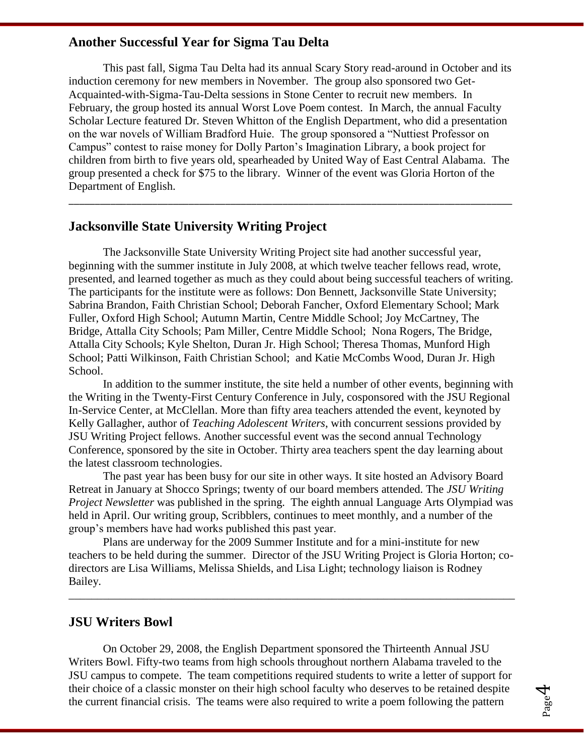## Another Successful Year for Sigma Tau Delta

This past fall, Sigma Tau Delta had its annual Scary Story read-around in October and its induction ceremony for new members in November. The group also sponsored two Get-Acquainted-with-Sigma-Tau-Delta sessions in Stone Center to recruit new members. In February, the group hosted its annual Worst Love Poem contest. In March, the annual Faculty Scholar Lecture featured Dr. Steven Whitton of the English Department, who did a presentation on the war novels of William Bradford Huie. The group sponsored a "Nuttiest Professor on Campus" contest to raise money for Dolly Parton's Imagination Library, a book project for children from birth to five years old, spearheaded by United Way of East Central Alabama. The group presented a check for $75 to the library. Winner of the event was Gloria Horton of the Department of English.

---

## Jacksonville State University Writing Project

The Jacksonville State University Writing Project site had another successful year, beginning with the summer institute in July 2008, at which twelve teacher fellows read, wrote, presented, and learned together as much as they could about being successful teachers of writing. The participants for the institute were as follows: Don Bennett, Jacksonville State University; Sabrina Brandon, Faith Christian School; Deborah Fancher, Oxford Elementary School; Mark Fuller, Oxford High School; Autumn Martin, Centre Middle School; Joy McCartney, The Bridge, Attalla City Schools; Pam Miller, Centre Middle School; Nona Rogers, The Bridge, Attalla City Schools; Kyle Shelton, Duran Jr. High School; Theresa Thomas, Munford High School; Patti Wilkinson, Faith Christian School; and Katie McCombs Wood, Duran Jr. High School.

In addition to the summer institute, the site held a number of other events, beginning with the Writing in the Twenty-First Century Conference in July, cosponsored with the JSU Regional In-Service Center, at McClellan. More than fifty area teachers attended the event, keynoted by Kelly Gallagher, author of *Teaching Adolescent Writers*, with concurrent sessions provided by JSU Writing Project fellows. Another successful event was the second annual Technology Conference, sponsored by the site in October. Thirty area teachers spent the day learning about the latest classroom technologies.

The past year has been busy for our site in other ways. It site hosted an Advisory Board Retreat in January at Shocco Springs; twenty of our board members attended. The *JSU Writing Project Newsletter* was published in the spring. The eighth annual Language Arts Olympiad was held in April. Our writing group, Scribblers, continues to meet monthly, and a number of the group's members have had works published this past year.

Plans are underway for the 2009 Summer Institute and for a mini-institute for new teachers to be held during the summer. Director of the JSU Writing Project is Gloria Horton; co-directors are Lisa Williams, Melissa Shields, and Lisa Light; technology liaison is Rodney Bailey.

---

## JSU Writers Bowl

On October 29, 2008, the English Department sponsored the Thirteenth Annual JSU Writers Bowl. Fifty-two teams from high schools throughout northern Alabama traveled to the JSU campus to compete. The team competitions required students to write a letter of support for their choice of a classic monster on their high school faculty who deserves to be retained despite the current financial crisis. The teams were also required to write a poem following the pattern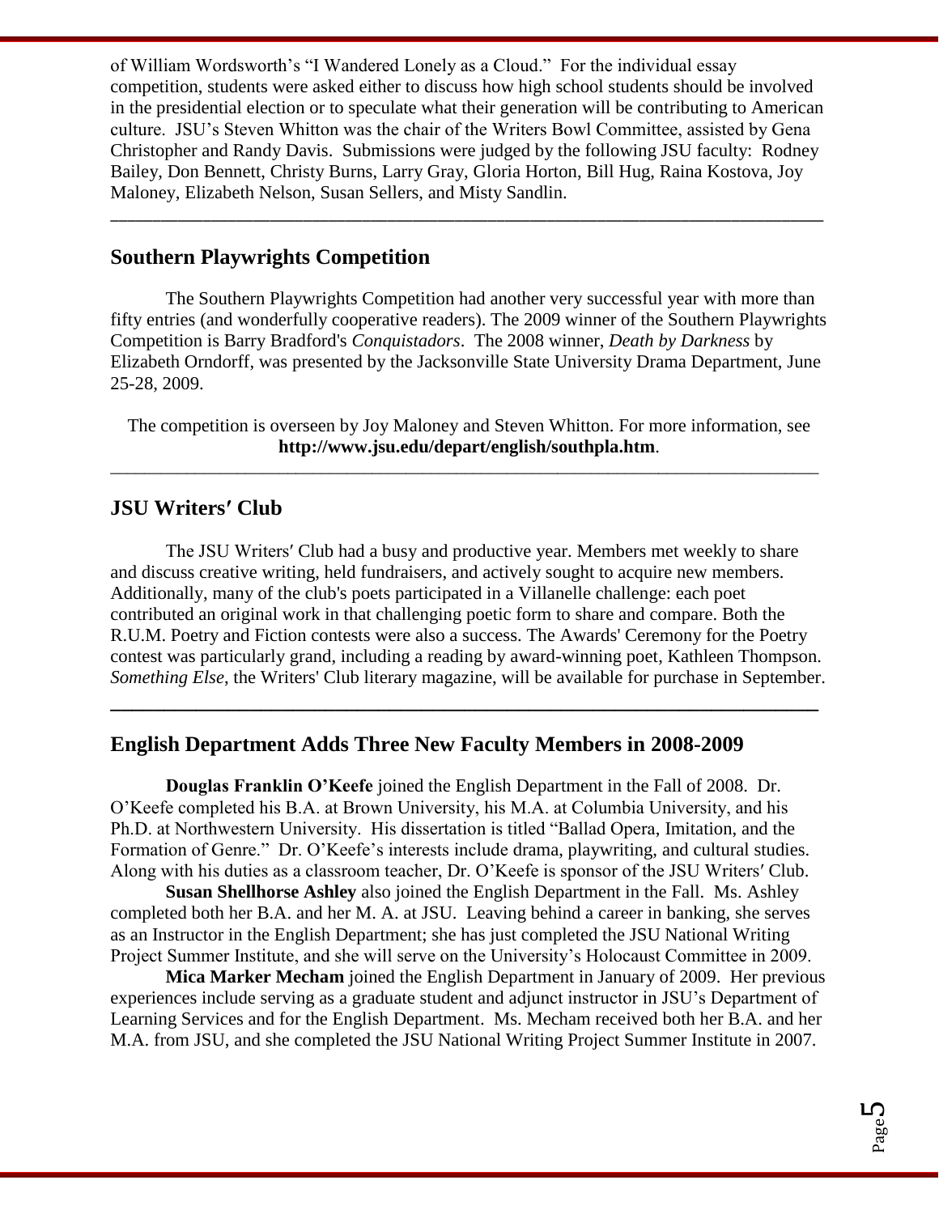of William Wordsworth's "I Wandered Lonely as a Cloud." For the individual essay competition, students were asked either to discuss how high school students should be involved in the presidential election or to speculate what their generation will be contributing to American culture. JSU's Steven Whitton was the chair of the Writers Bowl Committee, assisted by Gena Christopher and Randy Davis. Submissions were judged by the following JSU faculty: Rodney Bailey, Don Bennett, Christy Burns, Larry Gray, Gloria Horton, Bill Hug, Raina Kostova, Joy Maloney, Elizabeth Nelson, Susan Sellers, and Misty Sandlin.

---

## Southern Playwrights Competition

The Southern Playwrights Competition had another very successful year with more than fifty entries (and wonderfully cooperative readers). The 2009 winner of the Southern Playwrights Competition is Barry Bradford's *Conquistadors*. The 2008 winner, *Death by Darkness* by Elizabeth Orndorff, was presented by the Jacksonville State University Drama Department, June 25-28, 2009.

The competition is overseen by Joy Maloney and Steven Whitton. For more information, see **http://www.jsu.edu/depart/english/southpla.htm**.

---

## JSU Writers′ Club

The JSU Writers′ Club had a busy and productive year. Members met weekly to share and discuss creative writing, held fundraisers, and actively sought to acquire new members. Additionally, many of the club's poets participated in a Villanelle challenge: each poet contributed an original work in that challenging poetic form to share and compare. Both the R.U.M. Poetry and Fiction contests were also a success. The Awards' Ceremony for the Poetry contest was particularly grand, including a reading by award-winning poet, Kathleen Thompson. *Something Else*, the Writers' Club literary magazine, will be available for purchase in September.

---

## English Department Adds Three New Faculty Members in 2008-2009

**Douglas Franklin O'Keefe** joined the English Department in the Fall of 2008. Dr. O'Keefe completed his B.A. at Brown University, his M.A. at Columbia University, and his Ph.D. at Northwestern University. His dissertation is titled "Ballad Opera, Imitation, and the Formation of Genre." Dr. O'Keefe's interests include drama, playwriting, and cultural studies. Along with his duties as a classroom teacher, Dr. O'Keefe is sponsor of the JSU Writers′ Club.

**Susan Shellhorse Ashley** also joined the English Department in the Fall. Ms. Ashley completed both her B.A. and her M. A. at JSU. Leaving behind a career in banking, she serves as an Instructor in the English Department; she has just completed the JSU National Writing Project Summer Institute, and she will serve on the University's Holocaust Committee in 2009.

**Mica Marker Mecham** joined the English Department in January of 2009. Her previous experiences include serving as a graduate student and adjunct instructor in JSU's Department of Learning Services and for the English Department. Ms. Mecham received both her B.A. and her M.A. from JSU, and she completed the JSU National Writing Project Summer Institute in 2007.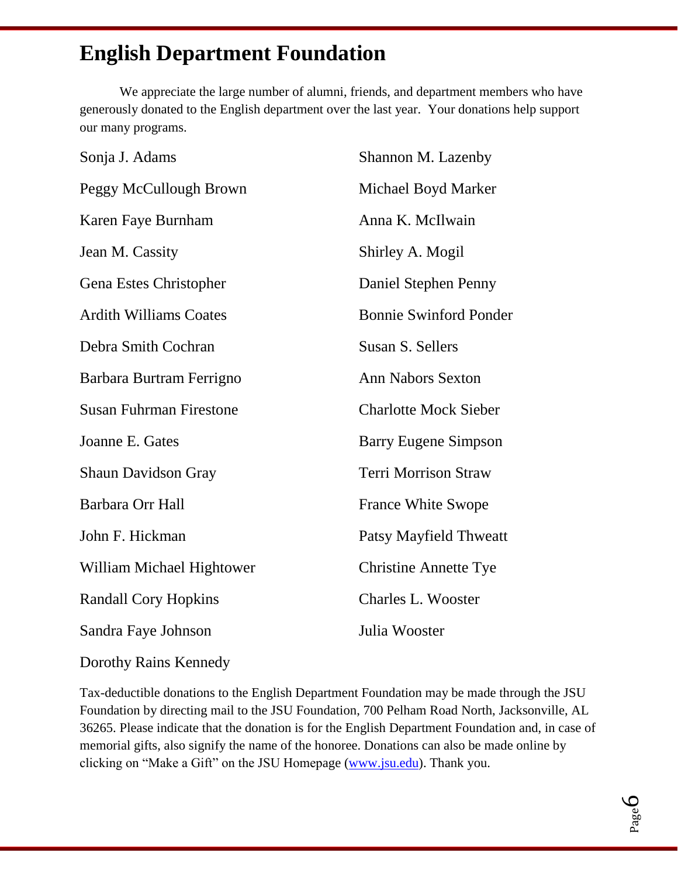# English Department Foundation

We appreciate the large number of alumni, friends, and department members who have generously donated to the English department over the last year. Your donations help support our many programs.

Sonja J. Adams

Peggy McCullough Brown

Karen Faye Burnham

Jean M. Cassity

Gena Estes Christopher

Ardith Williams Coates

Debra Smith Cochran

Barbara Burtram Ferrigno

Susan Fuhrman Firestone

Joanne E. Gates

Shaun Davidson Gray

Barbara Orr Hall

John F. Hickman

William Michael Hightower

Randall Cory Hopkins

Sandra Faye Johnson

Dorothy Rains Kennedy

Shannon M. Lazenby

Michael Boyd Marker

Anna K. McIlwain

Shirley A. Mogil

Daniel Stephen Penny

Bonnie Swinford Ponder

Susan S. Sellers

Ann Nabors Sexton

Charlotte Mock Sieber

Barry Eugene Simpson

Terri Morrison Straw

France White Swope

Patsy Mayfield Thweatt

Christine Annette Tye

Charles L. Wooster

Julia Wooster

Tax-deductible donations to the English Department Foundation may be made through the JSU Foundation by directing mail to the JSU Foundation, 700 Pelham Road North, Jacksonville, AL 36265. Please indicate that the donation is for the English Department Foundation and, in case of memorial gifts, also signify the name of the honoree. Donations can also be made online by clicking on "Make a Gift" on the JSU Homepage ([www.jsu.edu](http://www.jsu.edu)). Thank you.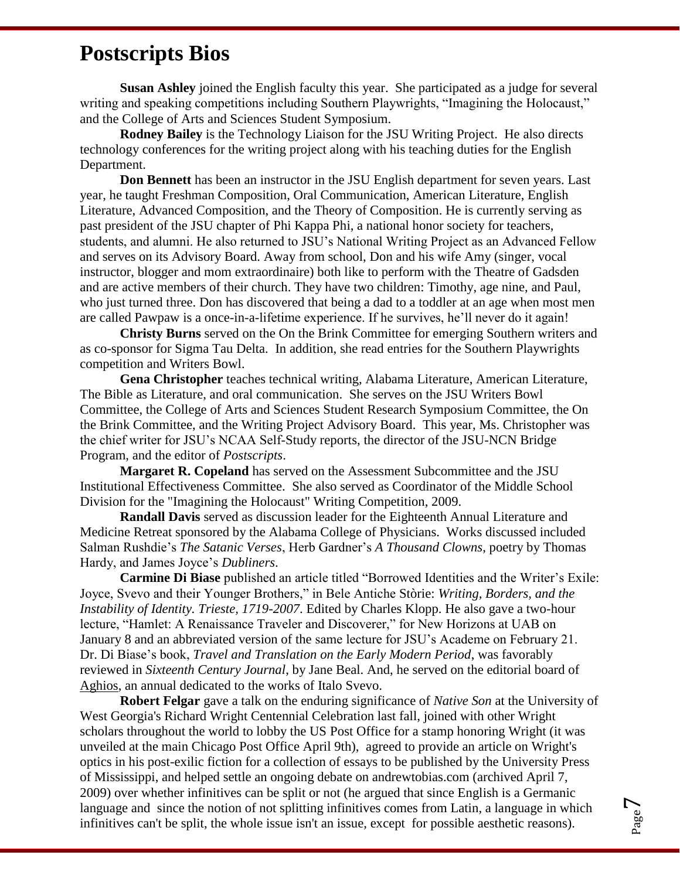# Postscripts Bios

**Susan Ashley** joined the English faculty this year. She participated as a judge for several writing and speaking competitions including Southern Playwrights, "Imagining the Holocaust," and the College of Arts and Sciences Student Symposium.

**Rodney Bailey** is the Technology Liaison for the JSU Writing Project. He also directs technology conferences for the writing project along with his teaching duties for the English Department.

**Don Bennett** has been an instructor in the JSU English department for seven years. Last year, he taught Freshman Composition, Oral Communication, American Literature, English Literature, Advanced Composition, and the Theory of Composition. He is currently serving as past president of the JSU chapter of Phi Kappa Phi, a national honor society for teachers, students, and alumni. He also returned to JSU's National Writing Project as an Advanced Fellow and serves on its Advisory Board. Away from school, Don and his wife Amy (singer, vocal instructor, blogger and mom extraordinaire) both like to perform with the Theatre of Gadsden and are active members of their church. They have two children: Timothy, age nine, and Paul, who just turned three. Don has discovered that being a dad to a toddler at an age when most men are called Pawpaw is a once-in-a-lifetime experience. If he survives, he'll never do it again!

**Christy Burns** served on the On the Brink Committee for emerging Southern writers and as co-sponsor for Sigma Tau Delta. In addition, she read entries for the Southern Playwrights competition and Writers Bowl.

**Gena Christopher** teaches technical writing, Alabama Literature, American Literature, The Bible as Literature, and oral communication. She serves on the JSU Writers Bowl Committee, the College of Arts and Sciences Student Research Symposium Committee, the On the Brink Committee, and the Writing Project Advisory Board. This year, Ms. Christopher was the chief writer for JSU's NCAA Self-Study reports, the director of the JSU-NCN Bridge Program, and the editor of *Postscripts*.

**Margaret R. Copeland** has served on the Assessment Subcommittee and the JSU Institutional Effectiveness Committee. She also served as Coordinator of the Middle School Division for the "Imagining the Holocaust" Writing Competition, 2009.

**Randall Davis** served as discussion leader for the Eighteenth Annual Literature and Medicine Retreat sponsored by the Alabama College of Physicians. Works discussed included Salman Rushdie's *The Satanic Verses*, Herb Gardner's *A Thousand Clowns*, poetry by Thomas Hardy, and James Joyce's *Dubliners*.

**Carmine Di Biase** published an article titled "Borrowed Identities and the Writer's Exile: Joyce, Svevo and their Younger Brothers," in Bele Antiche Stòrie: *Writing, Borders, and the Instability of Identity. Trieste, 1719-2007*. Edited by Charles Klopp. He also gave a two-hour lecture, "Hamlet: A Renaissance Traveler and Discoverer," for New Horizons at UAB on January 8 and an abbreviated version of the same lecture for JSU's Academe on February 21. Dr. Di Biase's book, *Travel and Translation on the Early Modern Period*, was favorably reviewed in *Sixteenth Century Journal*, by Jane Beal. And, he served on the editorial board of Aghios, an annual dedicated to the works of Italo Svevo.

**Robert Felgar** gave a talk on the enduring significance of *Native Son* at the University of West Georgia's Richard Wright Centennial Celebration last fall, joined with other Wright scholars throughout the world to lobby the US Post Office for a stamp honoring Wright (it was unveiled at the main Chicago Post Office April 9th), agreed to provide an article on Wright's optics in his post-exilic fiction for a collection of essays to be published by the University Press of Mississippi, and helped settle an ongoing debate on andrewtobias.com (archived April 7, 2009) over whether infinitives can be split or not (he argued that since English is a Germanic language and since the notion of not splitting infinitives comes from Latin, a language in which infinitives can't be split, the whole issue isn't an issue, except for possible aesthetic reasons).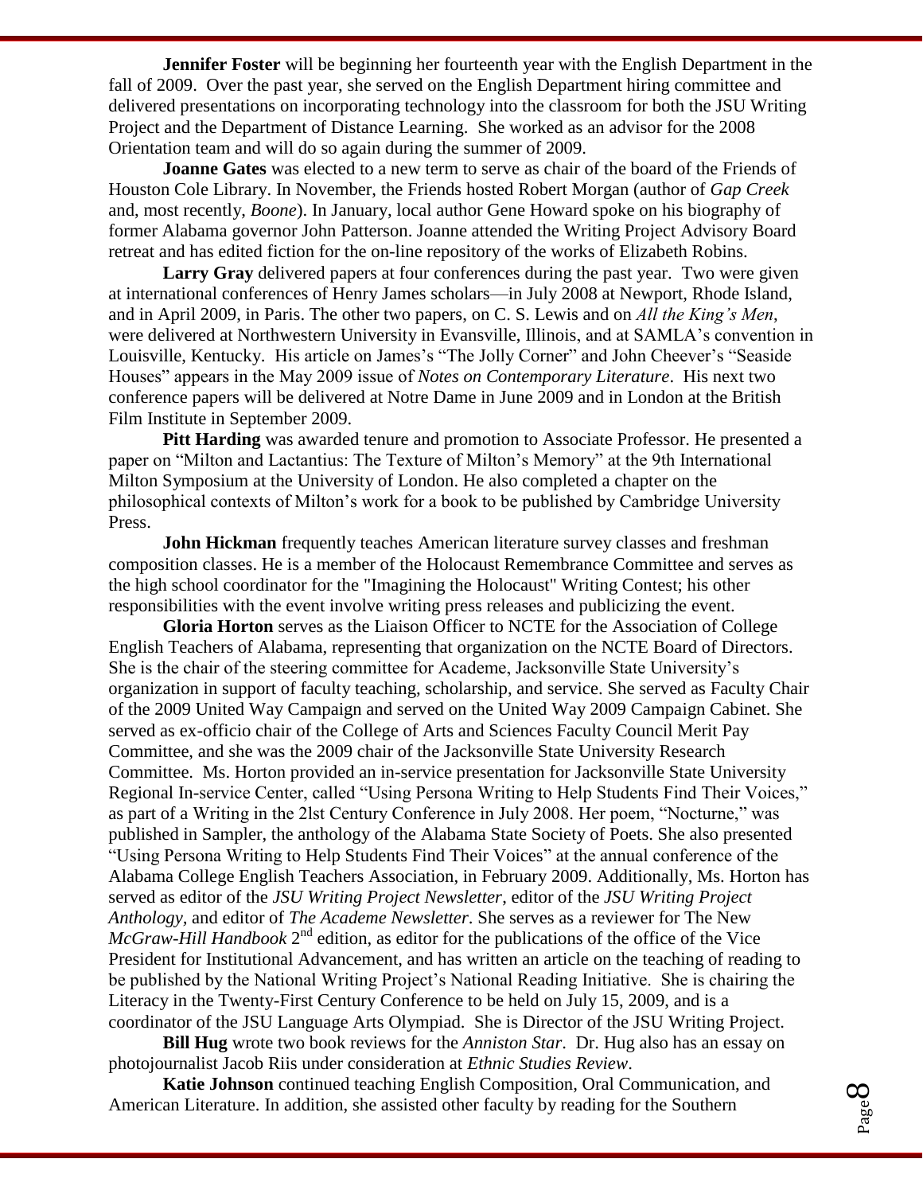**Jennifer Foster** will be beginning her fourteenth year with the English Department in the fall of 2009. Over the past year, she served on the English Department hiring committee and delivered presentations on incorporating technology into the classroom for both the JSU Writing Project and the Department of Distance Learning. She worked as an advisor for the 2008 Orientation team and will do so again during the summer of 2009.

**Joanne Gates** was elected to a new term to serve as chair of the board of the Friends of Houston Cole Library. In November, the Friends hosted Robert Morgan (author of *Gap Creek* and, most recently, *Boone*). In January, local author Gene Howard spoke on his biography of former Alabama governor John Patterson. Joanne attended the Writing Project Advisory Board retreat and has edited fiction for the on-line repository of the works of Elizabeth Robins.

**Larry Gray** delivered papers at four conferences during the past year. Two were given at international conferences of Henry James scholars—in July 2008 at Newport, Rhode Island, and in April 2009, in Paris. The other two papers, on C. S. Lewis and on *All the King's Men*, were delivered at Northwestern University in Evansville, Illinois, and at SAMLA's convention in Louisville, Kentucky. His article on James's "The Jolly Corner" and John Cheever's "Seaside Houses" appears in the May 2009 issue of *Notes on Contemporary Literature*. His next two conference papers will be delivered at Notre Dame in June 2009 and in London at the British Film Institute in September 2009.

**Pitt Harding** was awarded tenure and promotion to Associate Professor. He presented a paper on "Milton and Lactantius: The Texture of Milton's Memory" at the 9th International Milton Symposium at the University of London. He also completed a chapter on the philosophical contexts of Milton's work for a book to be published by Cambridge University Press.

**John Hickman** frequently teaches American literature survey classes and freshman composition classes. He is a member of the Holocaust Remembrance Committee and serves as the high school coordinator for the "Imagining the Holocaust" Writing Contest; his other responsibilities with the event involve writing press releases and publicizing the event.

**Gloria Horton** serves as the Liaison Officer to NCTE for the Association of College English Teachers of Alabama, representing that organization on the NCTE Board of Directors. She is the chair of the steering committee for Academe, Jacksonville State University's organization in support of faculty teaching, scholarship, and service. She served as Faculty Chair of the 2009 United Way Campaign and served on the United Way 2009 Campaign Cabinet. She served as ex-officio chair of the College of Arts and Sciences Faculty Council Merit Pay Committee, and she was the 2009 chair of the Jacksonville State University Research Committee. Ms. Horton provided an in-service presentation for Jacksonville State University Regional In-service Center, called "Using Persona Writing to Help Students Find Their Voices," as part of a Writing in the 2lst Century Conference in July 2008. Her poem, "Nocturne," was published in Sampler, the anthology of the Alabama State Society of Poets. She also presented "Using Persona Writing to Help Students Find Their Voices" at the annual conference of the Alabama College English Teachers Association, in February 2009. Additionally, Ms. Horton has served as editor of the *JSU Writing Project Newsletter*, editor of the *JSU Writing Project Anthology*, and editor of *The Academe Newsletter*. She serves as a reviewer for The New *McGraw-Hill Handbook* 2nd edition, as editor for the publications of the office of the Vice President for Institutional Advancement, and has written an article on the teaching of reading to be published by the National Writing Project's National Reading Initiative. She is chairing the Literacy in the Twenty-First Century Conference to be held on July 15, 2009, and is a coordinator of the JSU Language Arts Olympiad. She is Director of the JSU Writing Project.

**Bill Hug** wrote two book reviews for the *Anniston Star*. Dr. Hug also has an essay on photojournalist Jacob Riis under consideration at *Ethnic Studies Review*.

**Katie Johnson** continued teaching English Composition, Oral Communication, and American Literature. In addition, she assisted other faculty by reading for the Southern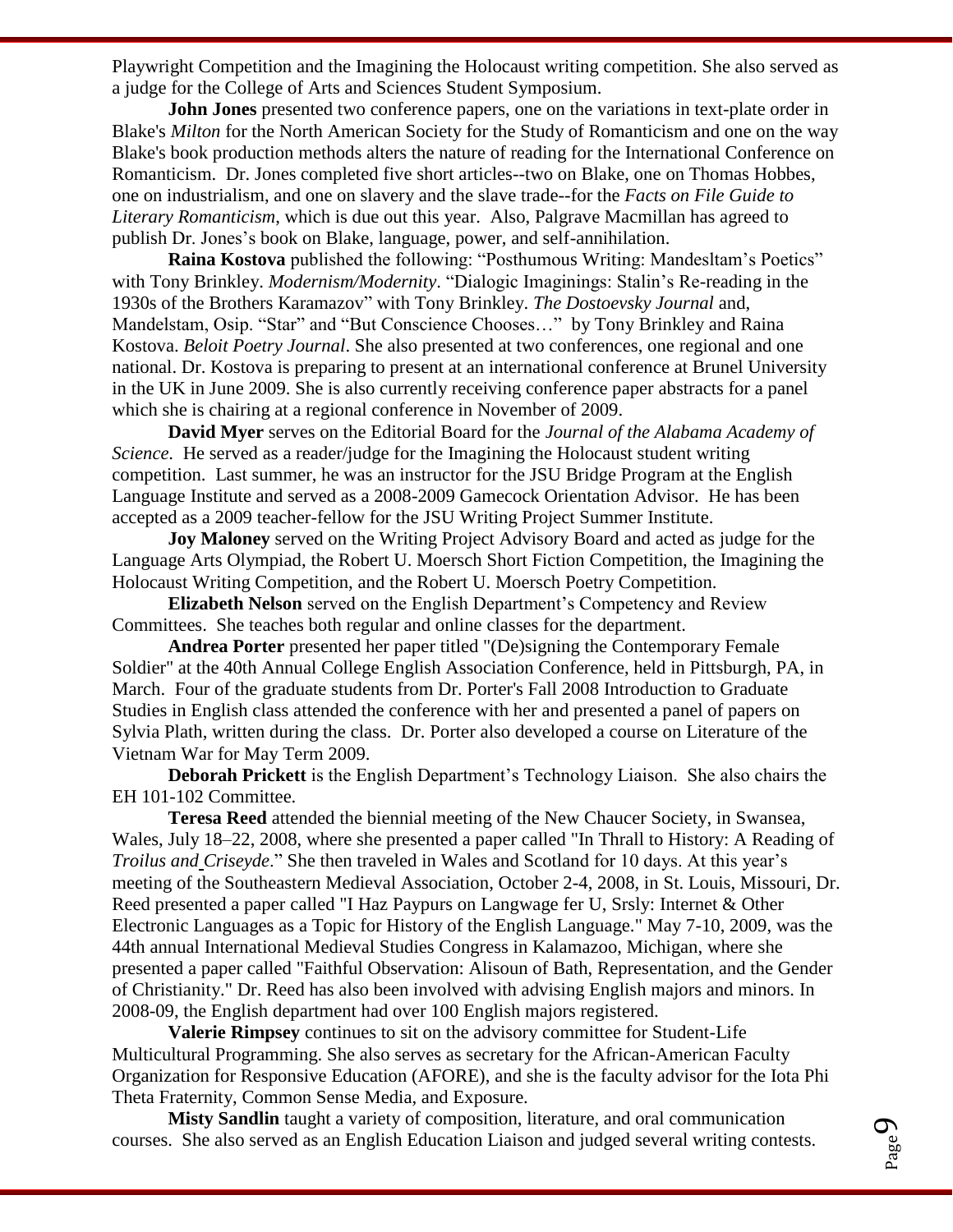Playwright Competition and the Imagining the Holocaust writing competition. She also served as a judge for the College of Arts and Sciences Student Symposium.

**John Jones** presented two conference papers, one on the variations in text-plate order in Blake's *Milton* for the North American Society for the Study of Romanticism and one on the way Blake's book production methods alters the nature of reading for the International Conference on Romanticism. Dr. Jones completed five short articles--two on Blake, one on Thomas Hobbes, one on industrialism, and one on slavery and the slave trade--for the *Facts on File Guide to Literary Romanticism*, which is due out this year. Also, Palgrave Macmillan has agreed to publish Dr. Jones's book on Blake, language, power, and self-annihilation.

**Raina Kostova** published the following: "Posthumous Writing: Mandesltam's Poetics" with Tony Brinkley. *Modernism/Modernity*. "Dialogic Imaginings: Stalin's Re-reading in the 1930s of the Brothers Karamazov" with Tony Brinkley. *The Dostoevsky Journal* and, Mandelstam, Osip. "Star" and "But Conscience Chooses…" by Tony Brinkley and Raina Kostova. *Beloit Poetry Journal*. She also presented at two conferences, one regional and one national. Dr. Kostova is preparing to present at an international conference at Brunel University in the UK in June 2009. She is also currently receiving conference paper abstracts for a panel which she is chairing at a regional conference in November of 2009.

**David Myer** serves on the Editorial Board for the *Journal of the Alabama Academy of Science*. He served as a reader/judge for the Imagining the Holocaust student writing competition. Last summer, he was an instructor for the JSU Bridge Program at the English Language Institute and served as a 2008-2009 Gamecock Orientation Advisor. He has been accepted as a 2009 teacher-fellow for the JSU Writing Project Summer Institute.

**Joy Maloney** served on the Writing Project Advisory Board and acted as judge for the Language Arts Olympiad, the Robert U. Moersch Short Fiction Competition, the Imagining the Holocaust Writing Competition, and the Robert U. Moersch Poetry Competition.

**Elizabeth Nelson** served on the English Department's Competency and Review Committees. She teaches both regular and online classes for the department.

**Andrea Porter** presented her paper titled "(De)signing the Contemporary Female Soldier" at the 40th Annual College English Association Conference, held in Pittsburgh, PA, in March. Four of the graduate students from Dr. Porter's Fall 2008 Introduction to Graduate Studies in English class attended the conference with her and presented a panel of papers on Sylvia Plath, written during the class. Dr. Porter also developed a course on Literature of the Vietnam War for May Term 2009.

**Deborah Prickett** is the English Department's Technology Liaison. She also chairs the EH 101-102 Committee.

**Teresa Reed** attended the biennial meeting of the New Chaucer Society, in Swansea, Wales, July 18–22, 2008, where she presented a paper called "In Thrall to History: A Reading of *Troilus and Criseyde*." She then traveled in Wales and Scotland for 10 days. At this year's meeting of the Southeastern Medieval Association, October 2-4, 2008, in St. Louis, Missouri, Dr. Reed presented a paper called "I Haz Paypurs on Langwage fer U, Srsly: Internet & Other Electronic Languages as a Topic for History of the English Language." May 7-10, 2009, was the 44th annual International Medieval Studies Congress in Kalamazoo, Michigan, where she presented a paper called "Faithful Observation: Alisoun of Bath, Representation, and the Gender of Christianity." Dr. Reed has also been involved with advising English majors and minors. In 2008-09, the English department had over 100 English majors registered.

**Valerie Rimpsey** continues to sit on the advisory committee for Student-Life Multicultural Programming. She also serves as secretary for the African-American Faculty Organization for Responsive Education (AFORE), and she is the faculty advisor for the Iota Phi Theta Fraternity, Common Sense Media, and Exposure.

**Misty Sandlin** taught a variety of composition, literature, and oral communication courses. She also served as an English Education Liaison and judged several writing contests.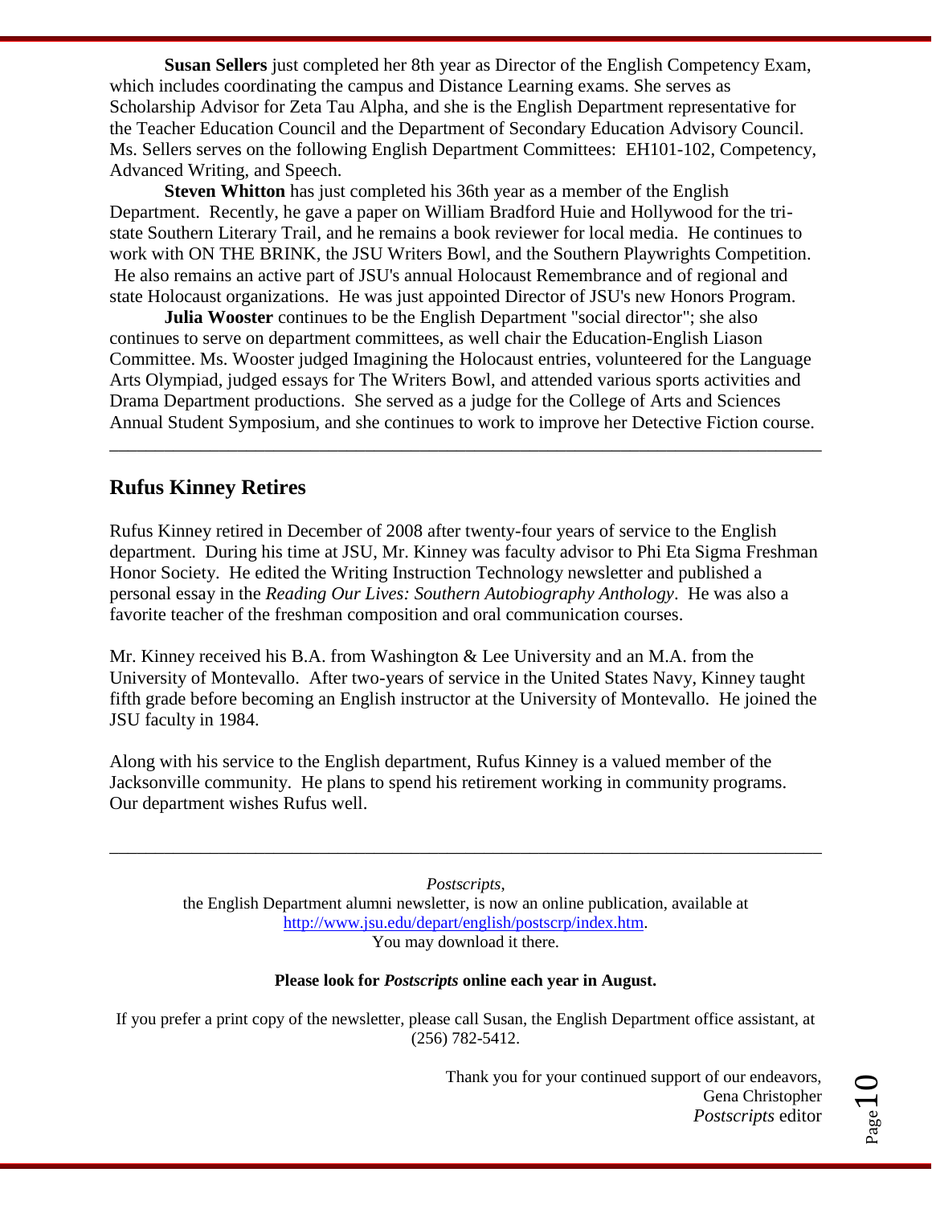**Susan Sellers** just completed her 8th year as Director of the English Competency Exam, which includes coordinating the campus and Distance Learning exams. She serves as Scholarship Advisor for Zeta Tau Alpha, and she is the English Department representative for the Teacher Education Council and the Department of Secondary Education Advisory Council. Ms. Sellers serves on the following English Department Committees: EH101-102, Competency, Advanced Writing, and Speech.

**Steven Whitton** has just completed his 36th year as a member of the English Department. Recently, he gave a paper on William Bradford Huie and Hollywood for the tri-state Southern Literary Trail, and he remains a book reviewer for local media. He continues to work with ON THE BRINK, the JSU Writers Bowl, and the Southern Playwrights Competition. He also remains an active part of JSU's annual Holocaust Remembrance and of regional and state Holocaust organizations. He was just appointed Director of JSU's new Honors Program.

**Julia Wooster** continues to be the English Department "social director"; she also continues to serve on department committees, as well chair the Education-English Liason Committee. Ms. Wooster judged Imagining the Holocaust entries, volunteered for the Language Arts Olympiad, judged essays for The Writers Bowl, and attended various sports activities and Drama Department productions. She served as a judge for the College of Arts and Sciences Annual Student Symposium, and she continues to work to improve her Detective Fiction course.

---

## Rufus Kinney Retires

Rufus Kinney retired in December of 2008 after twenty-four years of service to the English department. During his time at JSU, Mr. Kinney was faculty advisor to Phi Eta Sigma Freshman Honor Society. He edited the Writing Instruction Technology newsletter and published a personal essay in the *Reading Our Lives: Southern Autobiography Anthology*. He was also a favorite teacher of the freshman composition and oral communication courses.

Mr. Kinney received his B.A. from Washington & Lee University and an M.A. from the University of Montevallo. After two-years of service in the United States Navy, Kinney taught fifth grade before becoming an English instructor at the University of Montevallo. He joined the JSU faculty in 1984.

Along with his service to the English department, Rufus Kinney is a valued member of the Jacksonville community. He plans to spend his retirement working in community programs. Our department wishes Rufus well.

---

*Postscripts*,
the English Department alumni newsletter, is now an online publication, available at
http://www.jsu.edu/depart/english/postscrp/index.htm.
You may download it there.

**Please look for *Postscripts* online each year in August.**

If you prefer a print copy of the newsletter, please call Susan, the English Department office assistant, at (256) 782-5412.

Thank you for your continued support of our endeavors,
Gena Christopher
*Postscripts* editor